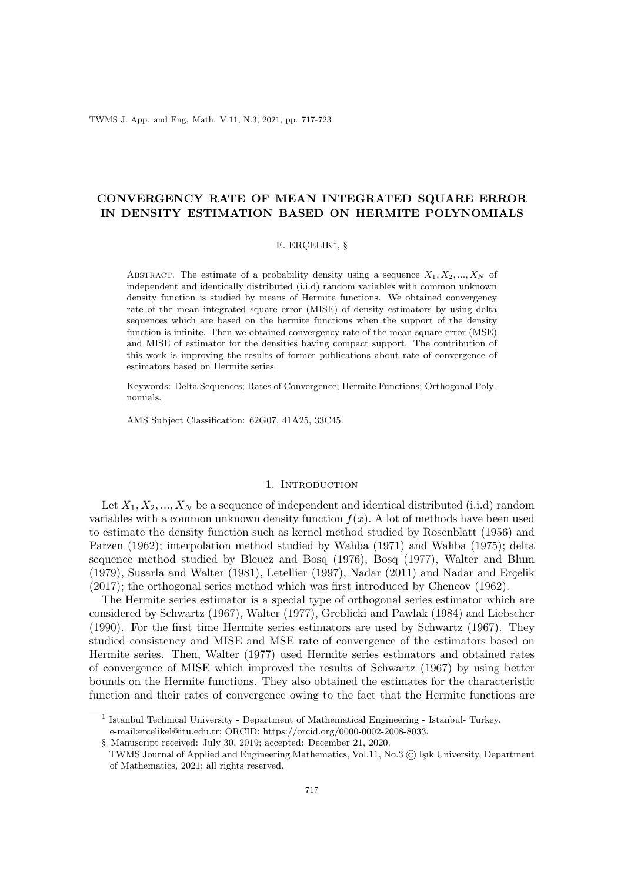# CONVERGENCY RATE OF MEAN INTEGRATED SQUARE ERROR IN DENSITY ESTIMATION BASED ON HERMITE POLYNOMIALS

E. ERÇELIK[1], §

Abstract. The estimate of a probability density using a sequence $X_1, X_2, ..., X_N$ of independent and identically distributed (i.i.d) random variables with common unknown density function is studied by means of Hermite functions. We obtained convergency rate of the mean integrated square error (MISE) of density estimators by using delta sequences which are based on the hermite functions when the support of the density function is infinite. Then we obtained convergency rate of the mean square error (MSE) and MISE of estimator for the densities having compact support. The contribution of this work is improving the results of former publications about rate of convergence of estimators based on Hermite series.

Keywords: Delta Sequences; Rates of Convergence; Hermite Functions; Orthogonal Polynomials.

AMS Subject Classification: 62G07, 41A25, 33C45.

## 1. Introduction

Let $X_1, X_2, ..., X_N$ be a sequence of independent and identical distributed (i.i.d) random variables with a common unknown density function $f(x)$. A lot of methods have been used to estimate the density function such as kernel method studied by Rosenblatt (1956) and Parzen (1962); interpolation method studied by Wahba (1971) and Wahba (1975); delta sequence method studied by Bleuez and Bosq (1976), Bosq (1977), Walter and Blum (1979), Susarla and Walter (1981), Letellier (1997), Nadar (2011) and Nadar and Erçelik (2017); the orthogonal series method which was first introduced by Chencov (1962).

The Hermite series estimator is a special type of orthogonal series estimator which are considered by Schwartz (1967), Walter (1977), Greblicki and Pawlak (1984) and Liebscher (1990). For the first time Hermite series estimators are used by Schwartz (1967). They studied consistency and MISE and MSE rate of convergence of the estimators based on Hermite series. Then, Walter (1977) used Hermite series estimators and obtained rates of convergence of MISE which improved the results of Schwartz (1967) by using better bounds on the Hermite functions. They also obtained the estimates for the characteristic function and their rates of convergence owing to the fact that the Hermite functions are

---

[1] Istanbul Technical University - Department of Mathematical Engineering - Istanbul- Turkey.
e-mail:ercelikel@itu.edu.tr; ORCID: https://orcid.org/0000-0002-2008-8033.

§ Manuscript received: July 30, 2019; accepted: December 21, 2020.
TWMS Journal of Applied and Engineering Mathematics, Vol.11, No.3 © Işık University, Department of Mathematics, 2021; all rights reserved.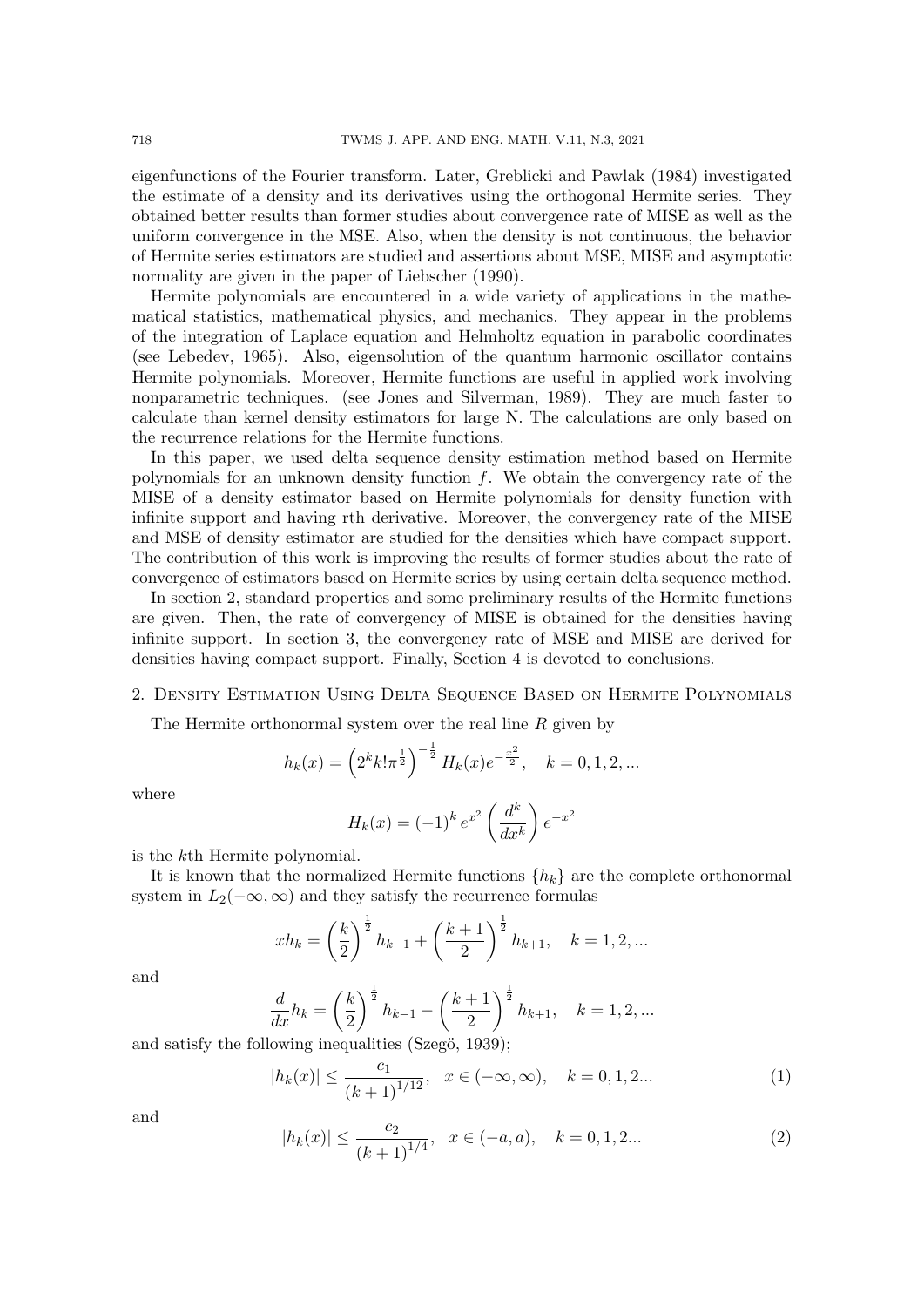eigenfunctions of the Fourier transform. Later, Greblicki and Pawlak (1984) investigated the estimate of a density and its derivatives using the orthogonal Hermite series. They obtained better results than former studies about convergence rate of MISE as well as the uniform convergence in the MSE. Also, when the density is not continuous, the behavior of Hermite series estimators are studied and assertions about MSE, MISE and asymptotic normality are given in the paper of Liebscher (1990).

Hermite polynomials are encountered in a wide variety of applications in the mathematical statistics, mathematical physics, and mechanics. They appear in the problems of the integration of Laplace equation and Helmholtz equation in parabolic coordinates (see Lebedev, 1965). Also, eigensolution of the quantum harmonic oscillator contains Hermite polynomials. Moreover, Hermite functions are useful in applied work involving nonparametric techniques. (see Jones and Silverman, 1989). They are much faster to calculate than kernel density estimators for large N. The calculations are only based on the recurrence relations for the Hermite functions.

In this paper, we used delta sequence density estimation method based on Hermite polynomials for an unknown density function $f$. We obtain the convergency rate of the MISE of a density estimator based on Hermite polynomials for density function with infinite support and having rth derivative. Moreover, the convergency rate of the MISE and MSE of density estimator are studied for the densities which have compact support. The contribution of this work is improving the results of former studies about the rate of convergence of estimators based on Hermite series by using certain delta sequence method.

In section 2, standard properties and some preliminary results of the Hermite functions are given. Then, the rate of convergency of MISE is obtained for the densities having infinite support. In section 3, the convergency rate of MSE and MISE are derived for densities having compact support. Finally, Section 4 is devoted to conclusions.

## 2. Density Estimation Using Delta Sequence Based on Hermite Polynomials

The Hermite orthonormal system over the real line $R$ given by

$$h_k(x) = \left(2^k k! \pi^{\frac{1}{2}}\right)^{-\frac{1}{2}} H_k(x) e^{-\frac{x^2}{2}}, \quad k = 0, 1, 2, ...$$

where

$$H_k(x) = (-1)^k e^{x^2} \left(\frac{d^k}{dx^k}\right) e^{-x^2}$$

is the $k$th Hermite polynomial.

It is known that the normalized Hermite functions $\{h_k\}$ are the complete orthonormal system in $L_2(-\infty, \infty)$ and they satisfy the recurrence formulas

$$x h_k = \left(\frac{k}{2}\right)^{\frac{1}{2}} h_{k-1} + \left(\frac{k+1}{2}\right)^{\frac{1}{2}} h_{k+1}, \quad k = 1, 2, ...$$

and

$$\frac{d}{dx} h_k = \left(\frac{k}{2}\right)^{\frac{1}{2}} h_{k-1} - \left(\frac{k+1}{2}\right)^{\frac{1}{2}} h_{k+1}, \quad k = 1, 2, ...$$

and satisfy the following inequalities (Szegö, 1939);

$$|h_k(x)| \leq \frac{c_1}{(k+1)^{1/12}}, \quad x \in (-\infty, \infty), \quad k = 0, 1, 2... \tag{1}$$

and

$$|h_k(x)| \leq \frac{c_2}{(k+1)^{1/4}}, \quad x \in (-a, a), \quad k = 0, 1, 2... \tag{2}$$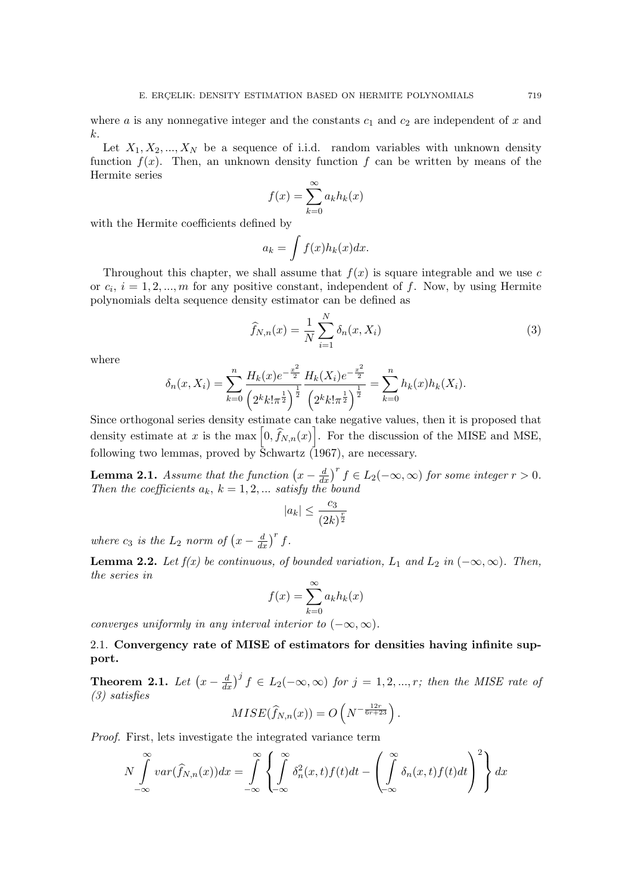where $a$ is any nonnegative integer and the constants $c_1$ and $c_2$ are independent of $x$ and $k$.

Let $X_1, X_2, ..., X_N$ be a sequence of i.i.d. random variables with unknown density function $f(x)$. Then, an unknown density function $f$ can be written by means of the Hermite series

$$f(x) = \sum_{k=0}^{\infty} a_k h_k(x)$$

with the Hermite coefficients defined by

$$a_k = \int f(x) h_k(x) dx.$$

Throughout this chapter, we shall assume that $f(x)$ is square integrable and we use $c$ or $c_i$, $i = 1, 2, ..., m$ for any positive constant, independent of $f$. Now, by using Hermite polynomials delta sequence density estimator can be defined as

$$\widehat{f}_{N,n}(x) = \frac{1}{N} \sum_{i=1}^{N} \delta_n(x, X_i) \tag{3}$$

where

$$\delta_n(x, X_i) = \sum_{k=0}^{n} \frac{H_k(x) e^{-\frac{x^2}{2}}}{\left(2^k k! \pi^{\frac{1}{2}}\right)^{\frac{1}{2}}} \frac{H_k(X_i) e^{-\frac{x^2}{2}}}{\left(2^k k! \pi^{\frac{1}{2}}\right)^{\frac{1}{2}}} = \sum_{k=0}^{n} h_k(x) h_k(X_i).$$

Since orthogonal series density estimate can take negative values, then it is proposed that density estimate at $x$ is the max $\left[0, \widehat{f}_{N,n}(x)\right]$. For the discussion of the MISE and MSE, following two lemmas, proved by Schwartz (1967), are necessary.

**Lemma 2.1.** *Assume that the function* $\left(x - \frac{d}{dx}\right)^r f \in L_2(-\infty, \infty)$ *for some integer* $r > 0$. *Then the coefficients* $a_k$, $k = 1, 2, ...$ *satisfy the bound*

$$|a_k| \leq \frac{c_3}{(2k)^{\frac{r}{2}}}$$

*where* $c_3$ *is the* $L_2$ *norm of* $\left(x - \frac{d}{dx}\right)^r f$.

**Lemma 2.2.** *Let f(x) be continuous, of bounded variation,* $L_1$ *and* $L_2$ *in* $(-\infty, \infty)$. *Then, the series in*

$$f(x) = \sum_{k=0}^{\infty} a_k h_k(x)$$

*converges uniformly in any interval interior to* $(-\infty, \infty)$.

### 2.1. Convergency rate of MISE of estimators for densities having infinite support.

**Theorem 2.1.** *Let* $\left(x - \frac{d}{dx}\right)^j f \in L_2(-\infty, \infty)$ *for* $j = 1, 2, ..., r$; *then the MISE rate of (3) satisfies*

$$MISE(\widehat{f}_{N,n}(x)) = O\left(N^{-\frac{12r}{6r+23}}\right).$$

*Proof.* First, lets investigate the integrated variance term

$$N \int_{-\infty}^{\infty} var(\widehat{f}_{N,n}(x)) dx = \int_{-\infty}^{\infty} \left\{ \int_{-\infty}^{\infty} \delta_n^2(x,t) f(t) dt - \left( \int_{-\infty}^{\infty} \delta_n(x,t) f(t) dt \right)^2 \right\} dx$$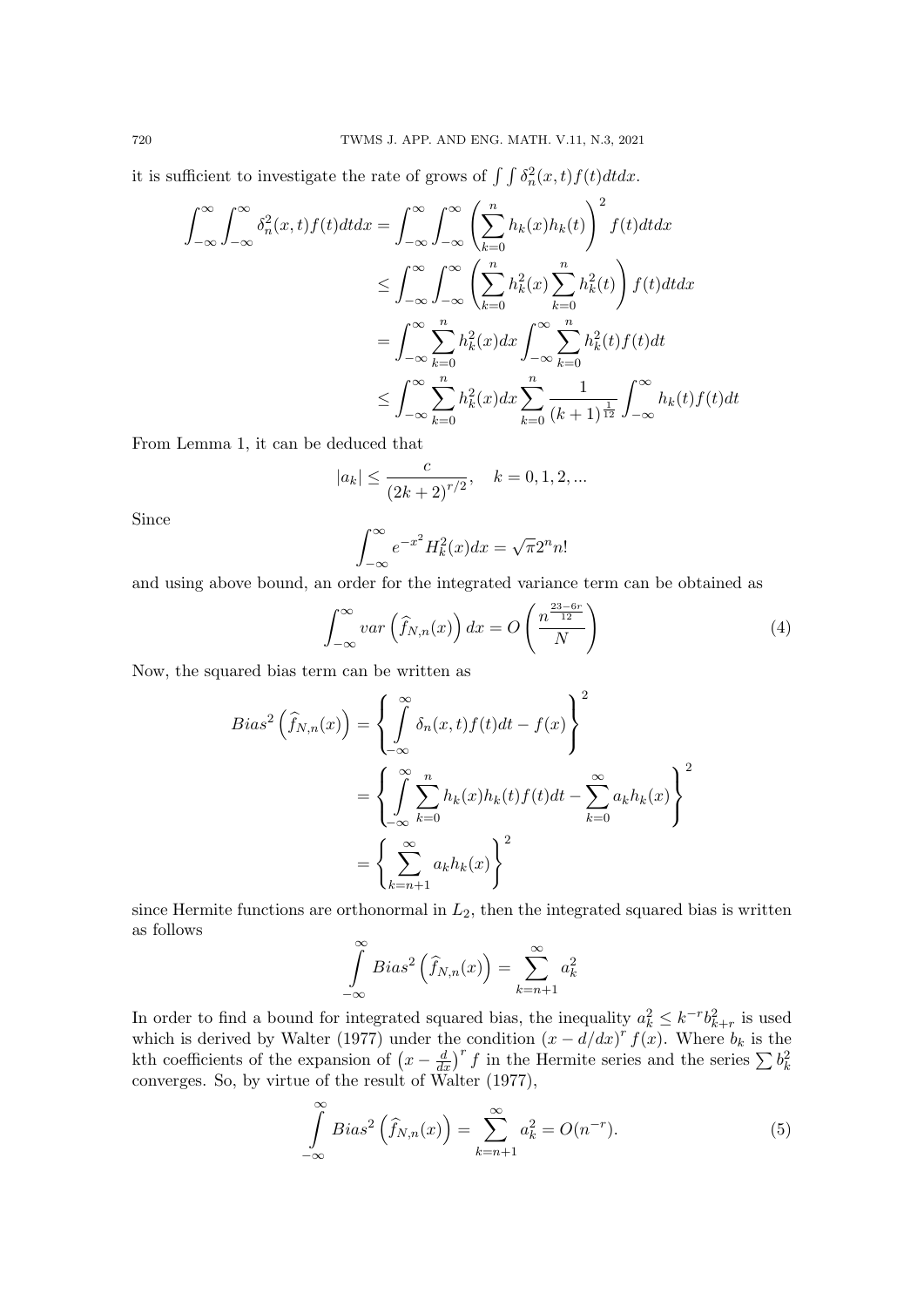it is sufficient to investigate the rate of grows of $\int\int \delta_n^2(x,t)f(t)dtdx$.

$$
\begin{aligned}
\int_{-\infty}^{\infty}\int_{-\infty}^{\infty} \delta_n^2(x,t)f(t)dtdx &= \int_{-\infty}^{\infty}\int_{-\infty}^{\infty} \left(\sum_{k=0}^{n} h_k(x)h_k(t)\right)^2 f(t)dtdx \\
&\leq \int_{-\infty}^{\infty}\int_{-\infty}^{\infty} \left(\sum_{k=0}^{n} h_k^2(x)\sum_{k=0}^{n} h_k^2(t)\right) f(t)dtdx \\
&= \int_{-\infty}^{\infty}\sum_{k=0}^{n} h_k^2(x)dx \int_{-\infty}^{\infty}\sum_{k=0}^{n} h_k^2(t)f(t)dt \\
&\leq \int_{-\infty}^{\infty}\sum_{k=0}^{n} h_k^2(x)dx \sum_{k=0}^{n} \frac{1}{(k+1)^{\frac{1}{12}}}\int_{-\infty}^{\infty} h_k(t)f(t)dt
\end{aligned}
$$

From Lemma 1, it can be deduced that

$$
|a_k| \leq \frac{c}{(2k+2)^{r/2}}, \quad k = 0,1,2,...
$$

Since

$$
\int_{-\infty}^{\infty} e^{-x^2}H_k^2(x)dx = \sqrt{\pi}2^n n!
$$

and using above bound, an order for the integrated variance term can be obtained as

$$
\int_{-\infty}^{\infty} var\left(\widehat{f}_{N,n}(x)\right)dx = O\left(\frac{n^{\frac{23-6r}{12}}}{N}\right) \tag{4}
$$

Now, the squared bias term can be written as

$$
\begin{aligned}
Bias^2\left(\widehat{f}_{N,n}(x)\right) &= \left\{\int_{-\infty}^{\infty} \delta_n(x,t)f(t)dt - f(x)\right\}^2 \\
&= \left\{\int_{-\infty}^{\infty} \sum_{k=0}^{n} h_k(x)h_k(t)f(t)dt - \sum_{k=0}^{\infty} a_k h_k(x)\right\}^2 \\
&= \left\{\sum_{k=n+1}^{\infty} a_k h_k(x)\right\}^2
\end{aligned}
$$

since Hermite functions are orthonormal in $L_2$, then the integrated squared bias is written as follows

$$
\int_{-\infty}^{\infty} Bias^2\left(\widehat{f}_{N,n}(x)\right) = \sum_{k=n+1}^{\infty} a_k^2
$$

In order to find a bound for integrated squared bias, the inequality $a_k^2 \leq k^{-r}b_{k+r}^2$ is used which is derived by Walter (1977) under the condition $(x - d/dx)^r f(x)$. Where $b_k$ is the kth coefficients of the expansion of $\left(x - \frac{d}{dx}\right)^r f$ in the Hermite series and the series $\sum b_k^2$ converges. So, by virtue of the result of Walter (1977),

$$
\int_{-\infty}^{\infty} Bias^2\left(\widehat{f}_{N,n}(x)\right) = \sum_{k=n+1}^{\infty} a_k^2 = O(n^{-r}). \tag{5}
$$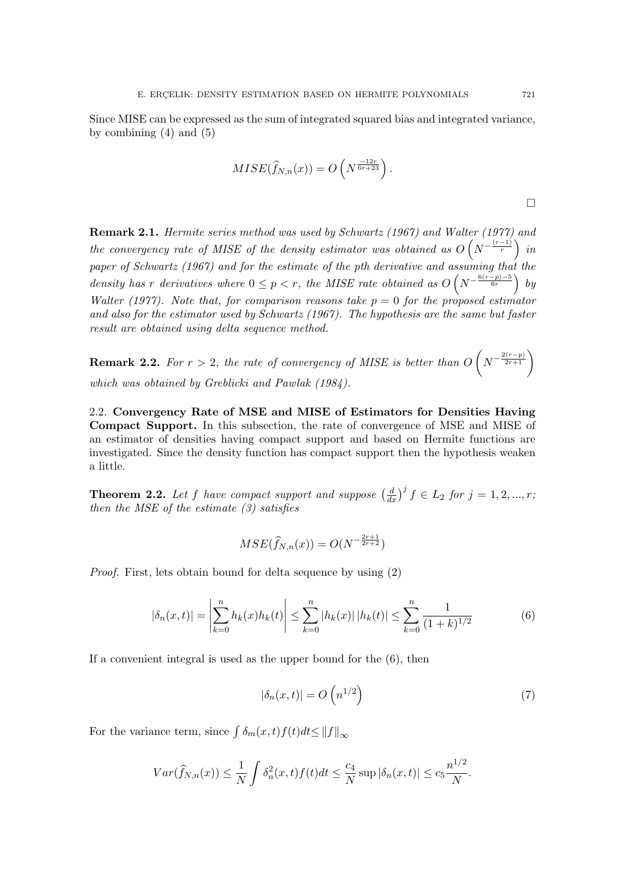Since MISE can be expressed as the sum of integrated squared bias and integrated variance, by combining (4) and (5)

$$MISE(\widehat{f}_{N,n}(x)) = O\left(N^{\frac{-12r}{6r+23}}\right).$$

□

**Remark 2.1.** *Hermite series method was used by Schwartz (1967) and Walter (1977) and the convergency rate of MISE of the density estimator was obtained as* $O\left(N^{-\frac{(r-1)}{r}}\right)$ *in paper of Schwartz (1967) and for the estimate of the pth derivative and assuming that the density has r derivatives where* $0 \leq p < r$*, the MISE rate obtained as* $O\left(N^{-\frac{6(r-p)-5}{6r}}\right)$ *by Walter (1977). Note that, for comparison reasons take* $p = 0$ *for the proposed estimator and also for the estimator used by Schwartz (1967). The hypothesis are the same but faster result are obtained using delta sequence method.*

**Remark 2.2.** *For* $r > 2$*, the rate of convergency of MISE is better than* $O\left(N^{-\frac{2(r-p)}{2r+1}}\right)$ *which was obtained by Greblicki and Pawlak (1984).*

2.2. **Convergency Rate of MSE and MISE of Estimators for Densities Having Compact Support.** In this subsection, the rate of convergence of MSE and MISE of an estimator of densities having compact support and based on Hermite functions are investigated. Since the density function has compact support then the hypothesis weaken a little.

**Theorem 2.2.** *Let f have compact support and suppose* $\left(\frac{d}{dx}\right)^j f \in L_2$ *for* $j = 1, 2, ..., r$*; then the MSE of the estimate (3) satisfies*

$$MSE(\widehat{f}_{N,n}(x)) = O(N^{-\frac{2r+1}{2r+2}})$$

*Proof.* First, lets obtain bound for delta sequence by using (2)

$$|\delta_n(x,t)| = \left|\sum_{k=0}^{n} h_k(x)h_k(t)\right| \leq \sum_{k=0}^{n} |h_k(x)|\,|h_k(t)| \leq \sum_{k=0}^{n} \frac{1}{(1+k)^{1/2}} \tag{6}$$

If a convenient integral is used as the upper bound for the (6), then

$$|\delta_n(x,t)| = O\left(n^{1/2}\right) \tag{7}$$

For the variance term, since $\int \delta_m(x,t)f(t)dt \leq \|f\|_\infty$

$$Var(\widehat{f}_{N,n}(x)) \leq \frac{1}{N}\int \delta_n^2(x,t)f(t)dt \leq \frac{c_4}{N}\sup|\delta_n(x,t)| \leq c_5\frac{n^{1/2}}{N}.$$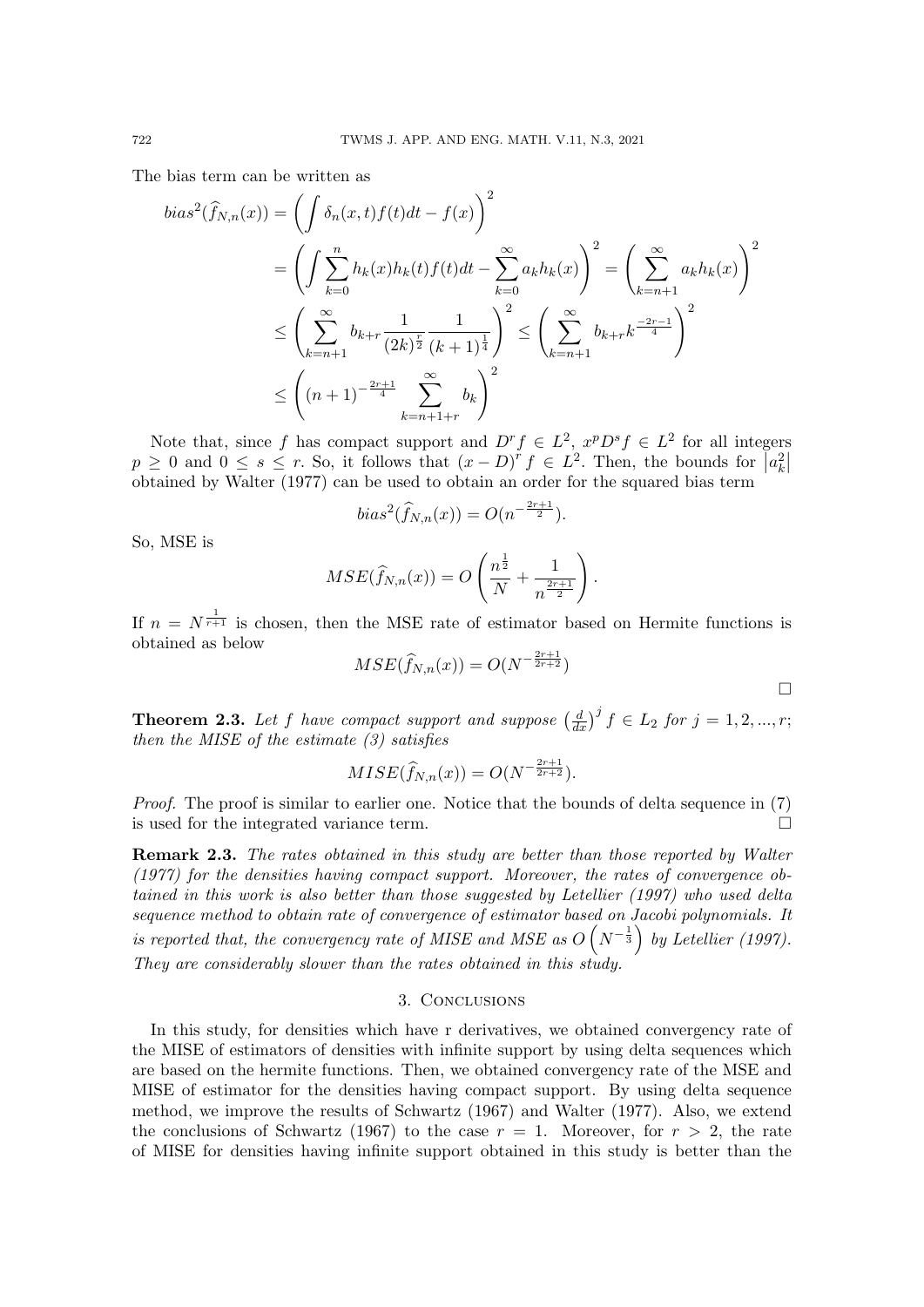The bias term can be written as

$$
\begin{aligned}
bias^2(\widehat{f}_{N,n}(x)) &= \left( \int \delta_n(x,t) f(t) dt - f(x) \right)^2 \\
&= \left( \int \sum_{k=0}^{n} h_k(x) h_k(t) f(t) dt - \sum_{k=0}^{\infty} a_k h_k(x) \right)^2 = \left( \sum_{k=n+1}^{\infty} a_k h_k(x) \right)^2 \\
&\leq \left( \sum_{k=n+1}^{\infty} b_{k+r} \frac{1}{(2k)^{\frac{r}{2}}} \frac{1}{(k+1)^{\frac{1}{4}}} \right)^2 \leq \left( \sum_{k=n+1}^{\infty} b_{k+r} k^{\frac{-2r-1}{4}} \right)^2 \\
&\leq \left( (n+1)^{-\frac{2r+1}{4}} \sum_{k=n+1+r}^{\infty} b_k \right)^2
\end{aligned}
$$

Note that, since $f$ has compact support and $D^r f \in L^2$, $x^p D^s f \in L^2$ for all integers $p \geq 0$ and $0 \leq s \leq r$. So, it follows that $(x-D)^r f \in L^2$. Then, the bounds for $\left|a_k^2\right|$ obtained by Walter (1977) can be used to obtain an order for the squared bias term

$$
bias^2(\widehat{f}_{N,n}(x)) = O(n^{-\frac{2r+1}{2}}).
$$

So, MSE is

$$
MSE(\widehat{f}_{N,n}(x)) = O\left( \frac{n^{\frac{1}{2}}}{N} + \frac{1}{n^{\frac{2r+1}{2}}} \right).
$$

If $n = N^{\frac{1}{r+1}}$ is chosen, then the MSE rate of estimator based on Hermite functions is obtained as below

$$
MSE(\widehat{f}_{N,n}(x)) = O(N^{-\frac{2r+1}{2r+2}})
$$

□

**Theorem 2.3.** *Let $f$ have compact support and suppose $\left(\frac{d}{dx}\right)^j f \in L_2$ for $j = 1, 2, ..., r$; then the MISE of the estimate (3) satisfies*

$$
MISE(\widehat{f}_{N,n}(x)) = O(N^{-\frac{2r+1}{2r+2}}).
$$

*Proof.* The proof is similar to earlier one. Notice that the bounds of delta sequence in (7) is used for the integrated variance term. □

**Remark 2.3.** *The rates obtained in this study are better than those reported by Walter (1977) for the densities having compact support. Moreover, the rates of convergence obtained in this work is also better than those suggested by Letellier (1997) who used delta sequence method to obtain rate of convergence of estimator based on Jacobi polynomials. It is reported that, the convergency rate of MISE and MSE as $O\left(N^{-\frac{1}{3}}\right)$ by Letellier (1997). They are considerably slower than the rates obtained in this study.*

## 3. Conclusions

In this study, for densities which have r derivatives, we obtained convergency rate of the MISE of estimators of densities with infinite support by using delta sequences which are based on the hermite functions. Then, we obtained convergency rate of the MSE and MISE of estimator for the densities having compact support. By using delta sequence method, we improve the results of Schwartz (1967) and Walter (1977). Also, we extend the conclusions of Schwartz (1967) to the case $r = 1$. Moreover, for $r > 2$, the rate of MISE for densities having infinite support obtained in this study is better than the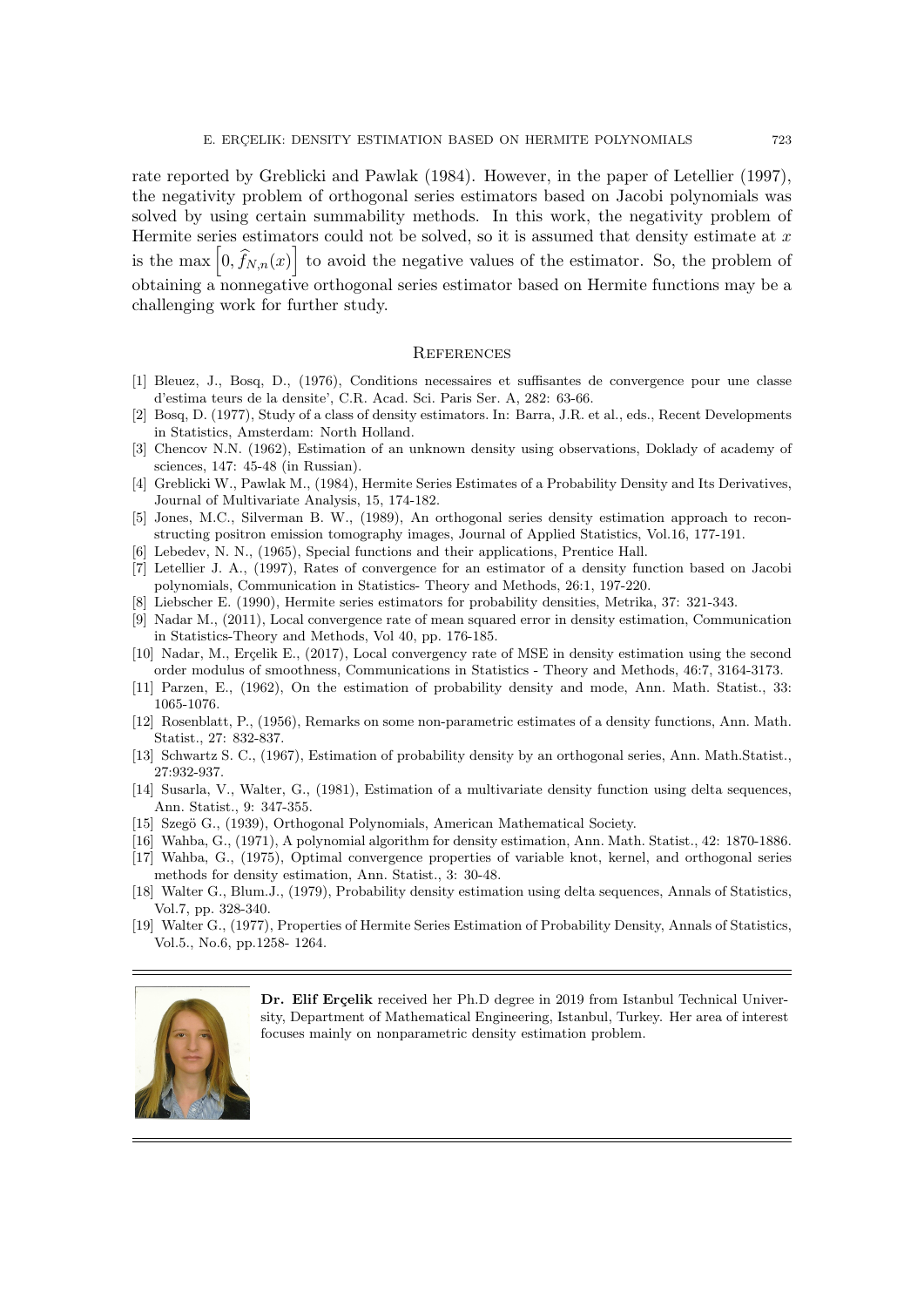rate reported by Greblicki and Pawlak (1984). However, in the paper of Letellier (1997), the negativity problem of orthogonal series estimators based on Jacobi polynomials was solved by using certain summability methods. In this work, the negativity problem of Hermite series estimators could not be solved, so it is assumed that density estimate at $x$ is the max $\left[0, \widehat{f}_{N,n}(x)\right]$ to avoid the negative values of the estimator. So, the problem of obtaining a nonnegative orthogonal series estimator based on Hermite functions may be a challenging work for further study.

## References

[1] Bleuez, J., Bosq, D., (1976), Conditions necessaires et suffisantes de convergence pour une classe d'estima teurs de la densite', C.R. Acad. Sci. Paris Ser. A, 282: 63-66.

[2] Bosq, D. (1977), Study of a class of density estimators. In: Barra, J.R. et al., eds., Recent Developments in Statistics, Amsterdam: North Holland.

[3] Chencov N.N. (1962), Estimation of an unknown density using observations, Doklady of academy of sciences, 147: 45-48 (in Russian).

[4] Greblicki W., Pawlak M., (1984), Hermite Series Estimates of a Probability Density and Its Derivatives, Journal of Multivariate Analysis, 15, 174-182.

[5] Jones, M.C., Silverman B. W., (1989), An orthogonal series density estimation approach to reconstructing positron emission tomography images, Journal of Applied Statistics, Vol.16, 177-191.

[6] Lebedev, N. N., (1965), Special functions and their applications, Prentice Hall.

[7] Letellier J. A., (1997), Rates of convergence for an estimator of a density function based on Jacobi polynomials, Communication in Statistics- Theory and Methods, 26:1, 197-220.

[8] Liebscher E. (1990), Hermite series estimators for probability densities, Metrika, 37: 321-343.

[9] Nadar M., (2011), Local convergence rate of mean squared error in density estimation, Communication in Statistics-Theory and Methods, Vol 40, pp. 176-185.

[10] Nadar, M., Erçelik E., (2017), Local convergency rate of MSE in density estimation using the second order modulus of smoothness, Communications in Statistics - Theory and Methods, 46:7, 3164-3173.

[11] Parzen, E., (1962), On the estimation of probability density and mode, Ann. Math. Statist., 33: 1065-1076.

[12] Rosenblatt, P., (1956), Remarks on some non-parametric estimates of a density functions, Ann. Math. Statist., 27: 832-837.

[13] Schwartz S. C., (1967), Estimation of probability density by an orthogonal series, Ann. Math.Statist., 27:932-937.

[14] Susarla, V., Walter, G., (1981), Estimation of a multivariate density function using delta sequences, Ann. Statist., 9: 347-355.

[15] Szegö G., (1939), Orthogonal Polynomials, American Mathematical Society.

[16] Wahba, G., (1971), A polynomial algorithm for density estimation, Ann. Math. Statist., 42: 1870-1886.

[17] Wahba, G., (1975), Optimal convergence properties of variable knot, kernel, and orthogonal series methods for density estimation, Ann. Statist., 3: 30-48.

[18] Walter G., Blum.J., (1979), Probability density estimation using delta sequences, Annals of Statistics, Vol.7, pp. 328-340.

[19] Walter G., (1977), Properties of Hermite Series Estimation of Probability Density, Annals of Statistics, Vol.5., No.6, pp.1258- 1264.

---

**Dr. Elif Erçelik** received her Ph.D degree in 2019 from Istanbul Technical University, Department of Mathematical Engineering, Istanbul, Turkey. Her area of interest focuses mainly on nonparametric density estimation problem.